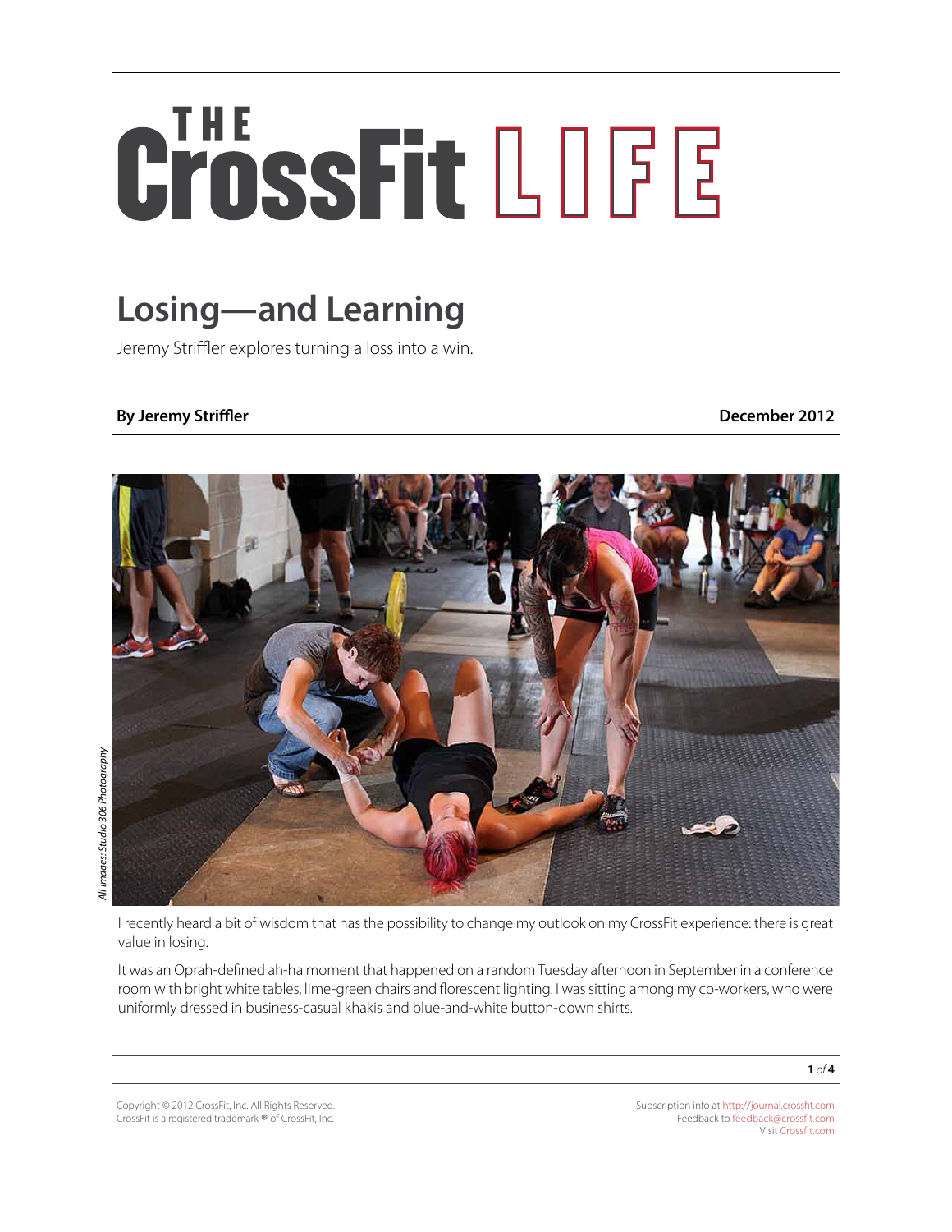# The CrossFit LIFE

## Losing—and Learning

Jeremy Striffler explores turning a loss into a win.

**By Jeremy Striffler** **December 2012**

*All images: Studio 306 Photography*

I recently heard a bit of wisdom that has the possibility to change my outlook on my CrossFit experience: there is great value in losing.

It was an Oprah-defined ah-ha moment that happened on a random Tuesday afternoon in September in a conference room with bright white tables, lime-green chairs and florescent lighting. I was sitting among my co-workers, who were uniformly dressed in business-casual khakis and blue-and-white button-down shirts.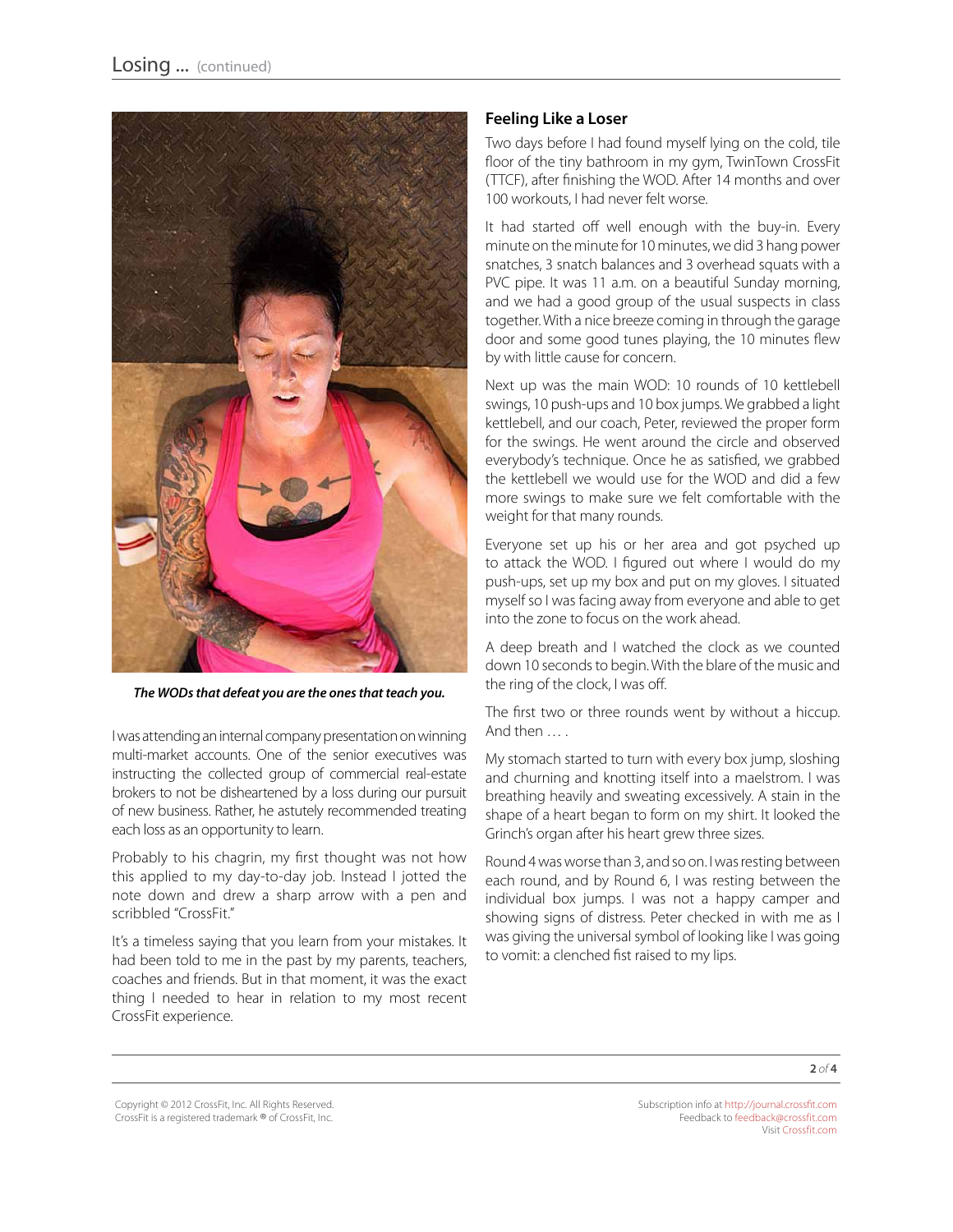*The WODs that defeat you are the ones that teach you.*

I was attending an internal company presentation on winning multi-market accounts. One of the senior executives was instructing the collected group of commercial real-estate brokers to not be disheartened by a loss during our pursuit of new business. Rather, he astutely recommended treating each loss as an opportunity to learn.

Probably to his chagrin, my first thought was not how this applied to my day-to-day job. Instead I jotted the note down and drew a sharp arrow with a pen and scribbled "CrossFit."

It's a timeless saying that you learn from your mistakes. It had been told to me in the past by my parents, teachers, coaches and friends. But in that moment, it was the exact thing I needed to hear in relation to my most recent CrossFit experience.

## Feeling Like a Loser

Two days before I had found myself lying on the cold, tile floor of the tiny bathroom in my gym, TwinTown CrossFit (TTCF), after finishing the WOD. After 14 months and over 100 workouts, I had never felt worse.

It had started off well enough with the buy-in. Every minute on the minute for 10 minutes, we did 3 hang power snatches, 3 snatch balances and 3 overhead squats with a PVC pipe. It was 11 a.m. on a beautiful Sunday morning, and we had a good group of the usual suspects in class together. With a nice breeze coming in through the garage door and some good tunes playing, the 10 minutes flew by with little cause for concern.

Next up was the main WOD: 10 rounds of 10 kettlebell swings, 10 push-ups and 10 box jumps. We grabbed a light kettlebell, and our coach, Peter, reviewed the proper form for the swings. He went around the circle and observed everybody's technique. Once he as satisfied, we grabbed the kettlebell we would use for the WOD and did a few more swings to make sure we felt comfortable with the weight for that many rounds.

Everyone set up his or her area and got psyched up to attack the WOD. I figured out where I would do my push-ups, set up my box and put on my gloves. I situated myself so I was facing away from everyone and able to get into the zone to focus on the work ahead.

A deep breath and I watched the clock as we counted down 10 seconds to begin. With the blare of the music and the ring of the clock, I was off.

The first two or three rounds went by without a hiccup. And then … .

My stomach started to turn with every box jump, sloshing and churning and knotting itself into a maelstrom. I was breathing heavily and sweating excessively. A stain in the shape of a heart began to form on my shirt. It looked the Grinch's organ after his heart grew three sizes.

Round 4 was worse than 3, and so on. I was resting between each round, and by Round 6, I was resting between the individual box jumps. I was not a happy camper and showing signs of distress. Peter checked in with me as I was giving the universal symbol of looking like I was going to vomit: a clenched fist raised to my lips.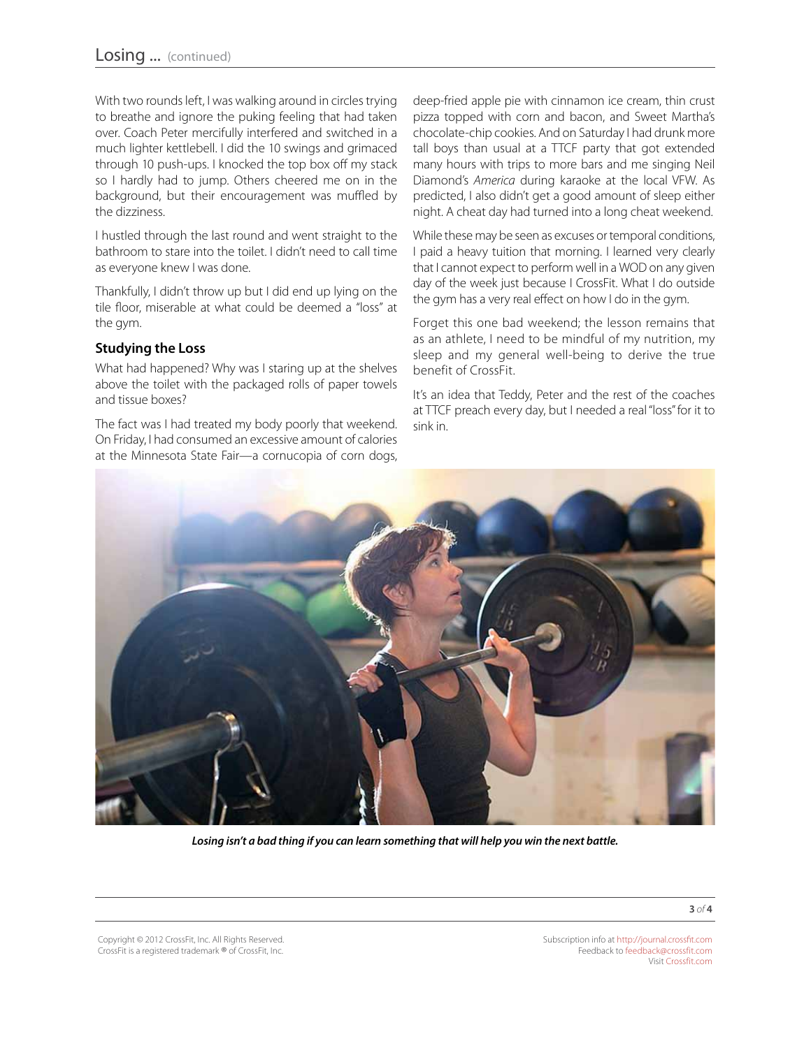With two rounds left, I was walking around in circles trying to breathe and ignore the puking feeling that had taken over. Coach Peter mercifully interfered and switched in a much lighter kettlebell. I did the 10 swings and grimaced through 10 push-ups. I knocked the top box off my stack so I hardly had to jump. Others cheered me on in the background, but their encouragement was muffled by the dizziness.

I hustled through the last round and went straight to the bathroom to stare into the toilet. I didn't need to call time as everyone knew I was done.

Thankfully, I didn't throw up but I did end up lying on the tile floor, miserable at what could be deemed a "loss" at the gym.

### Studying the Loss

What had happened? Why was I staring up at the shelves above the toilet with the packaged rolls of paper towels and tissue boxes?

The fact was I had treated my body poorly that weekend. On Friday, I had consumed an excessive amount of calories at the Minnesota State Fair—a cornucopia of corn dogs, deep-fried apple pie with cinnamon ice cream, thin crust pizza topped with corn and bacon, and Sweet Martha's chocolate-chip cookies. And on Saturday I had drunk more tall boys than usual at a TTCF party that got extended many hours with trips to more bars and me singing Neil Diamond's *America* during karaoke at the local VFW. As predicted, I also didn't get a good amount of sleep either night. A cheat day had turned into a long cheat weekend.

While these may be seen as excuses or temporal conditions, I paid a heavy tuition that morning. I learned very clearly that I cannot expect to perform well in a WOD on any given day of the week just because I CrossFit. What I do outside the gym has a very real effect on how I do in the gym.

Forget this one bad weekend; the lesson remains that as an athlete, I need to be mindful of my nutrition, my sleep and my general well-being to derive the true benefit of CrossFit.

It's an idea that Teddy, Peter and the rest of the coaches at TTCF preach every day, but I needed a real "loss" for it to sink in.

***Losing isn't a bad thing if you can learn something that will help you win the next battle.***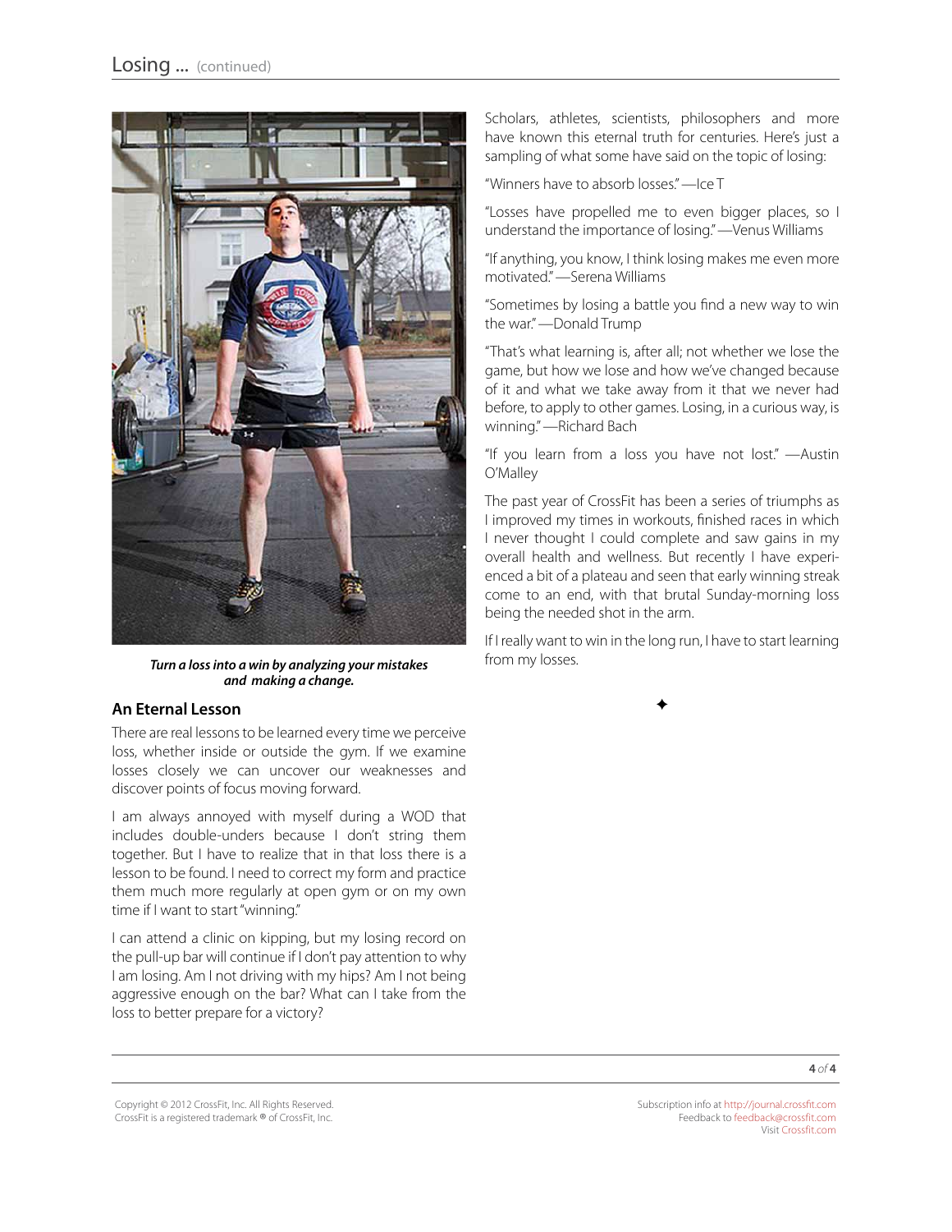*Turn a loss into a win by analyzing your mistakes and making a change.*

## An Eternal Lesson

There are real lessons to be learned every time we perceive loss, whether inside or outside the gym. If we examine losses closely we can uncover our weaknesses and discover points of focus moving forward.

I am always annoyed with myself during a WOD that includes double-unders because I don't string them together. But I have to realize that in that loss there is a lesson to be found. I need to correct my form and practice them much more regularly at open gym or on my own time if I want to start "winning."

I can attend a clinic on kipping, but my losing record on the pull-up bar will continue if I don't pay attention to why I am losing. Am I not driving with my hips? Am I not being aggressive enough on the bar? What can I take from the loss to better prepare for a victory?

Scholars, athletes, scientists, philosophers and more have known this eternal truth for centuries. Here's just a sampling of what some have said on the topic of losing:

"Winners have to absorb losses." —Ice T

"Losses have propelled me to even bigger places, so I understand the importance of losing." —Venus Williams

"If anything, you know, I think losing makes me even more motivated." —Serena Williams

"Sometimes by losing a battle you find a new way to win the war." —Donald Trump

"That's what learning is, after all; not whether we lose the game, but how we lose and how we've changed because of it and what we take away from it that we never had before, to apply to other games. Losing, in a curious way, is winning." —Richard Bach

"If you learn from a loss you have not lost." —Austin O'Malley

The past year of CrossFit has been a series of triumphs as I improved my times in workouts, finished races in which I never thought I could complete and saw gains in my overall health and wellness. But recently I have experienced a bit of a plateau and seen that early winning streak come to an end, with that brutal Sunday-morning loss being the needed shot in the arm.

If I really want to win in the long run, I have to start learning from my losses.

✦